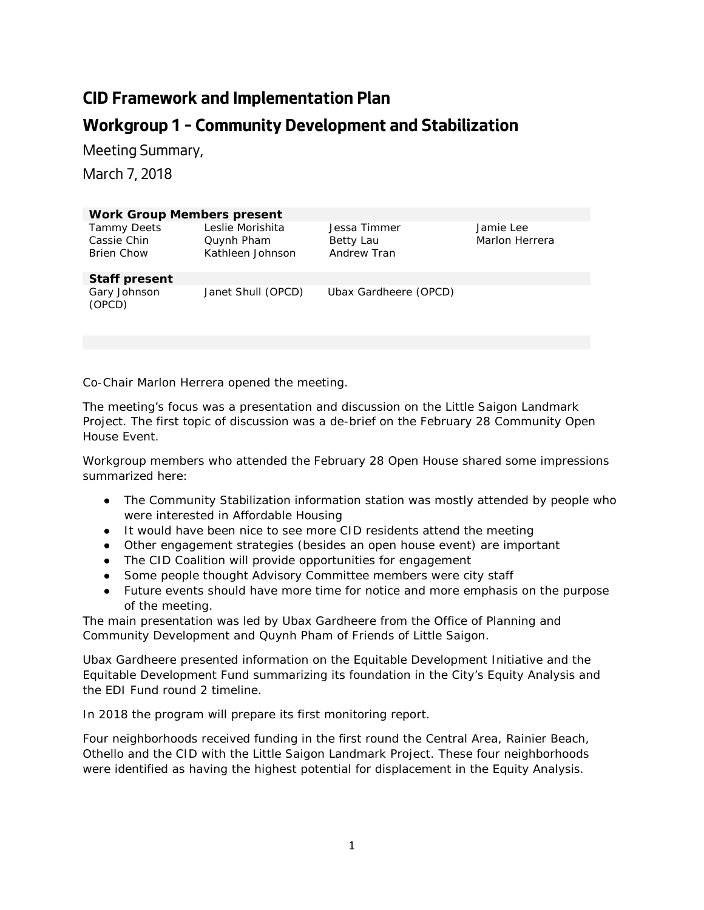# CID Framework and Implementation Plan

## Workgroup 1 – Community Development and Stabilization

Meeting Summary,

March 7, 2018

| **Work Group Members present** | | | |
|---|---|---|---|
| Tammy Deets | Leslie Morishita | Jessa Timmer | Jamie Lee |
| Cassie Chin | Quynh Pham | Betty Lau | Marlon Herrera |
| Brien Chow | Kathleen Johnson | Andrew Tran | |
| **Staff present** | | | |
| Gary Johnson (OPCD) | Janet Shull (OPCD) | Ubax Gardheere (OPCD) | |

Co-Chair Marlon Herrera opened the meeting.

The meeting's focus was a presentation and discussion on the Little Saigon Landmark Project. The first topic of discussion was a de-brief on the February 28 Community Open House Event.

Workgroup members who attended the February 28 Open House shared some impressions summarized here:

- The Community Stabilization information station was mostly attended by people who were interested in Affordable Housing
- It would have been nice to see more CID residents attend the meeting
- Other engagement strategies (besides an open house event) are important
- The CID Coalition will provide opportunities for engagement
- Some people thought Advisory Committee members were city staff
- Future events should have more time for notice and more emphasis on the purpose of the meeting.

The main presentation was led by Ubax Gardheere from the Office of Planning and Community Development and Quynh Pham of Friends of Little Saigon.

Ubax Gardheere presented information on the Equitable Development Initiative and the Equitable Development Fund summarizing its foundation in the City's Equity Analysis and the EDI Fund round 2 timeline.

In 2018 the program will prepare its first monitoring report.

Four neighborhoods received funding in the first round the Central Area, Rainier Beach, Othello and the CID with the Little Saigon Landmark Project. These four neighborhoods were identified as having the highest potential for displacement in the Equity Analysis.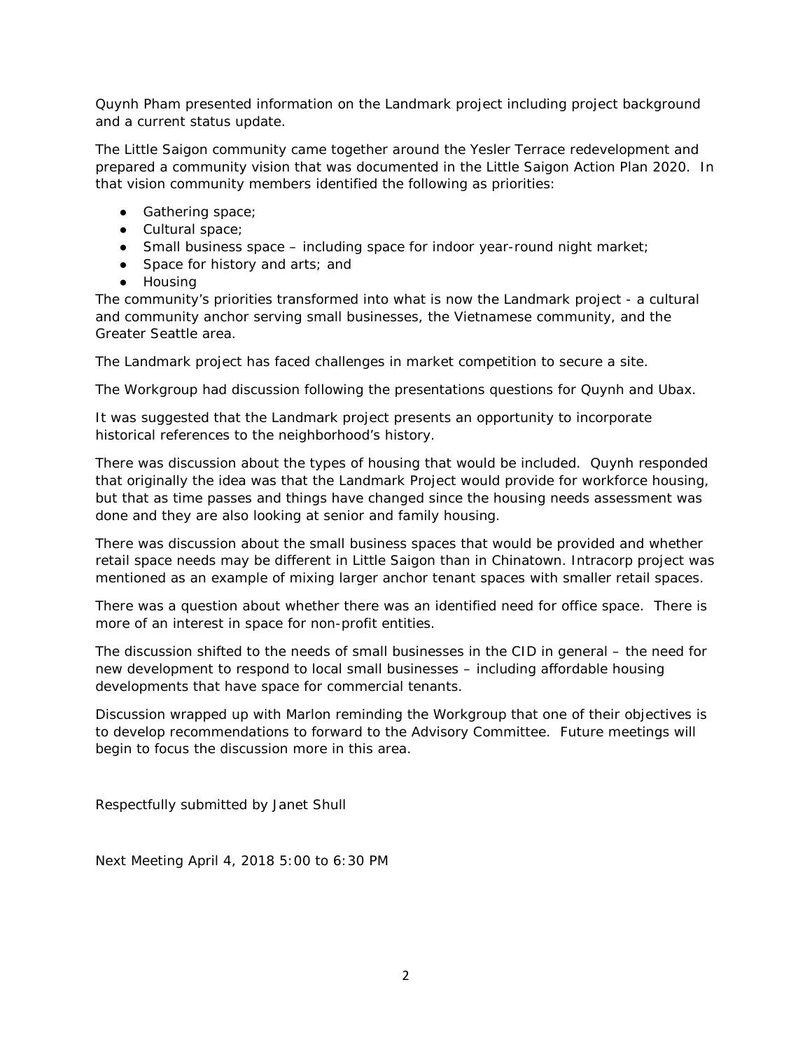Quynh Pham presented information on the Landmark project including project background and a current status update.

The Little Saigon community came together around the Yesler Terrace redevelopment and prepared a community vision that was documented in the Little Saigon Action Plan 2020. In that vision community members identified the following as priorities:

- Gathering space;
- Cultural space;
- Small business space – including space for indoor year-round night market;
- Space for history and arts; and
- Housing

The community's priorities transformed into what is now the Landmark project - a cultural and community anchor serving small businesses, the Vietnamese community, and the Greater Seattle area.

The Landmark project has faced challenges in market competition to secure a site.

The Workgroup had discussion following the presentations questions for Quynh and Ubax.

It was suggested that the Landmark project presents an opportunity to incorporate historical references to the neighborhood's history.

There was discussion about the types of housing that would be included. Quynh responded that originally the idea was that the Landmark Project would provide for workforce housing, but that as time passes and things have changed since the housing needs assessment was done and they are also looking at senior and family housing.

There was discussion about the small business spaces that would be provided and whether retail space needs may be different in Little Saigon than in Chinatown. Intracorp project was mentioned as an example of mixing larger anchor tenant spaces with smaller retail spaces.

There was a question about whether there was an identified need for office space. There is more of an interest in space for non-profit entities.

The discussion shifted to the needs of small businesses in the CID in general – the need for new development to respond to local small businesses – including affordable housing developments that have space for commercial tenants.

Discussion wrapped up with Marlon reminding the Workgroup that one of their objectives is to develop recommendations to forward to the Advisory Committee. Future meetings will begin to focus the discussion more in this area.

Respectfully submitted by Janet Shull

Next Meeting April 4, 2018 5:00 to 6:30 PM